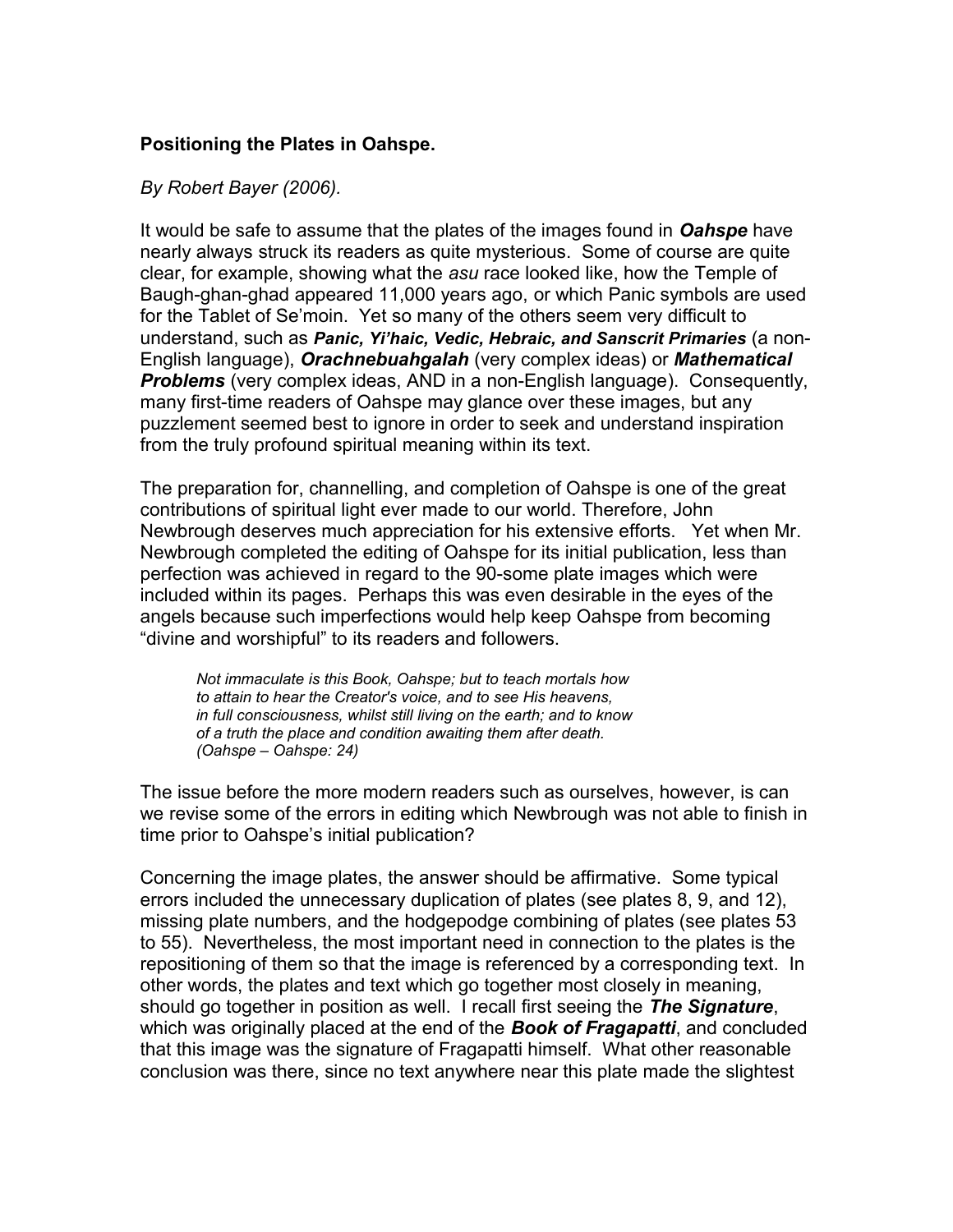**Positioning the Plates in Oahspe.**

*By Robert Bayer (2006).*

It would be safe to assume that the plates of the images found in ***Oahspe*** have nearly always struck its readers as quite mysterious. Some of course are quite clear, for example, showing what the *asu* race looked like, how the Temple of Baugh-ghan-ghad appeared 11,000 years ago, or which Panic symbols are used for the Tablet of Se'moin. Yet so many of the others seem very difficult to understand, such as ***Panic, Yi'haic, Vedic, Hebraic, and Sanscrit Primaries*** (a non-English language), ***Orachnebuahgalah*** (very complex ideas) or ***Mathematical Problems*** (very complex ideas, AND in a non-English language). Consequently, many first-time readers of Oahspe may glance over these images, but any puzzlement seemed best to ignore in order to seek and understand inspiration from the truly profound spiritual meaning within its text.

The preparation for, channelling, and completion of Oahspe is one of the great contributions of spiritual light ever made to our world. Therefore, John Newbrough deserves much appreciation for his extensive efforts. Yet when Mr. Newbrough completed the editing of Oahspe for its initial publication, less than perfection was achieved in regard to the 90-some plate images which were included within its pages. Perhaps this was even desirable in the eyes of the angels because such imperfections would help keep Oahspe from becoming "divine and worshipful" to its readers and followers.

> *Not immaculate is this Book, Oahspe; but to teach mortals how to attain to hear the Creator's voice, and to see His heavens, in full consciousness, whilst still living on the earth; and to know of a truth the place and condition awaiting them after death. (Oahspe – Oahspe: 24)*

The issue before the more modern readers such as ourselves, however, is can we revise some of the errors in editing which Newbrough was not able to finish in time prior to Oahspe's initial publication?

Concerning the image plates, the answer should be affirmative. Some typical errors included the unnecessary duplication of plates (see plates 8, 9, and 12), missing plate numbers, and the hodgepodge combining of plates (see plates 53 to 55). Nevertheless, the most important need in connection to the plates is the repositioning of them so that the image is referenced by a corresponding text. In other words, the plates and text which go together most closely in meaning, should go together in position as well. I recall first seeing the ***The Signature***, which was originally placed at the end of the ***Book of Fragapatti***, and concluded that this image was the signature of Fragapatti himself. What other reasonable conclusion was there, since no text anywhere near this plate made the slightest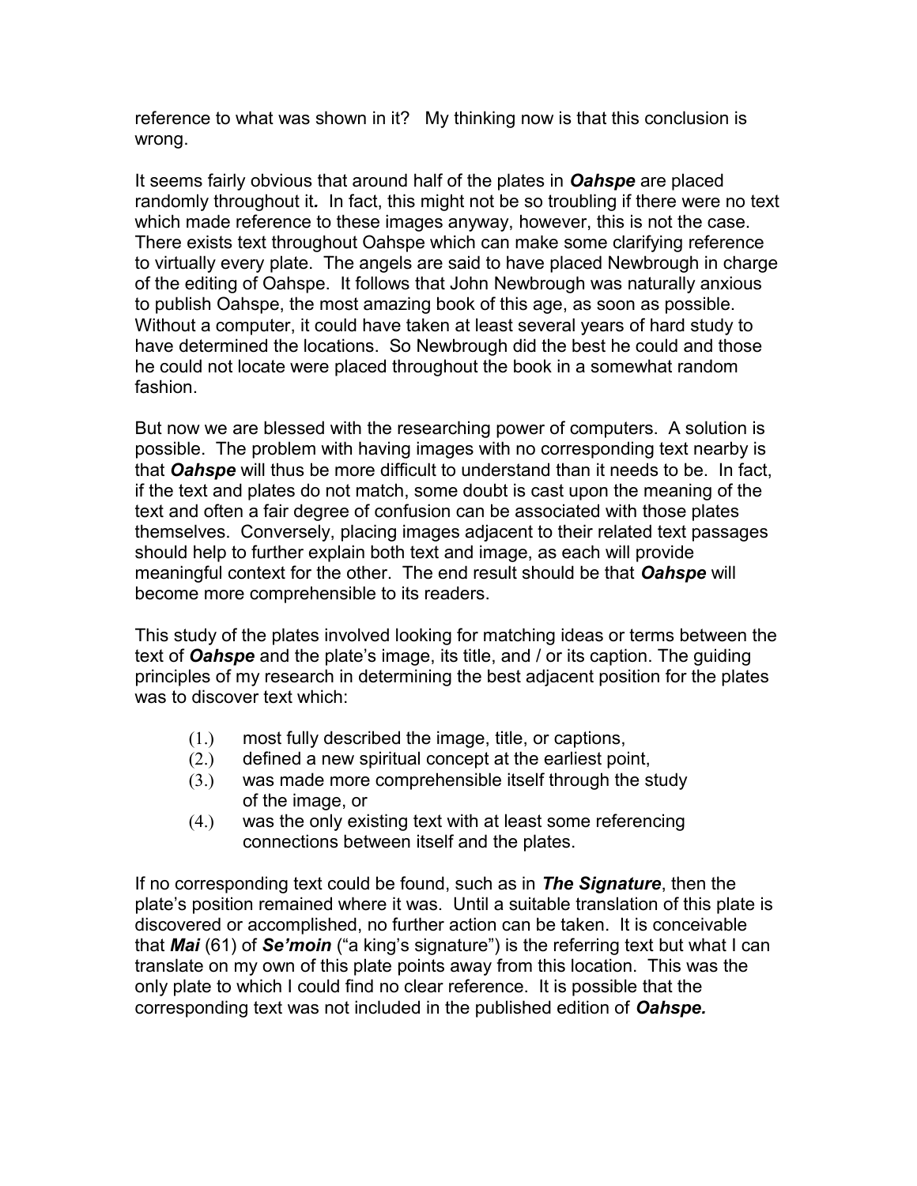reference to what was shown in it? My thinking now is that this conclusion is wrong.

It seems fairly obvious that around half of the plates in ***Oahspe*** are placed randomly throughout it***.*** In fact, this might not be so troubling if there were no text which made reference to these images anyway, however, this is not the case. There exists text throughout Oahspe which can make some clarifying reference to virtually every plate. The angels are said to have placed Newbrough in charge of the editing of Oahspe. It follows that John Newbrough was naturally anxious to publish Oahspe, the most amazing book of this age, as soon as possible. Without a computer, it could have taken at least several years of hard study to have determined the locations. So Newbrough did the best he could and those he could not locate were placed throughout the book in a somewhat random fashion.

But now we are blessed with the researching power of computers. A solution is possible. The problem with having images with no corresponding text nearby is that ***Oahspe*** will thus be more difficult to understand than it needs to be. In fact, if the text and plates do not match, some doubt is cast upon the meaning of the text and often a fair degree of confusion can be associated with those plates themselves. Conversely, placing images adjacent to their related text passages should help to further explain both text and image, as each will provide meaningful context for the other. The end result should be that ***Oahspe*** will become more comprehensible to its readers.

This study of the plates involved looking for matching ideas or terms between the text of ***Oahspe*** and the plate's image, its title, and / or its caption. The guiding principles of my research in determining the best adjacent position for the plates was to discover text which:

(1.) most fully described the image, title, or captions,
(2.) defined a new spiritual concept at the earliest point,
(3.) was made more comprehensible itself through the study of the image, or
(4.) was the only existing text with at least some referencing connections between itself and the plates.

If no corresponding text could be found, such as in ***The Signature***, then the plate's position remained where it was. Until a suitable translation of this plate is discovered or accomplished, no further action can be taken. It is conceivable that ***Mai*** (61) of ***Se'moin*** ("a king's signature") is the referring text but what I can translate on my own of this plate points away from this location. This was the only plate to which I could find no clear reference. It is possible that the corresponding text was not included in the published edition of ***Oahspe.***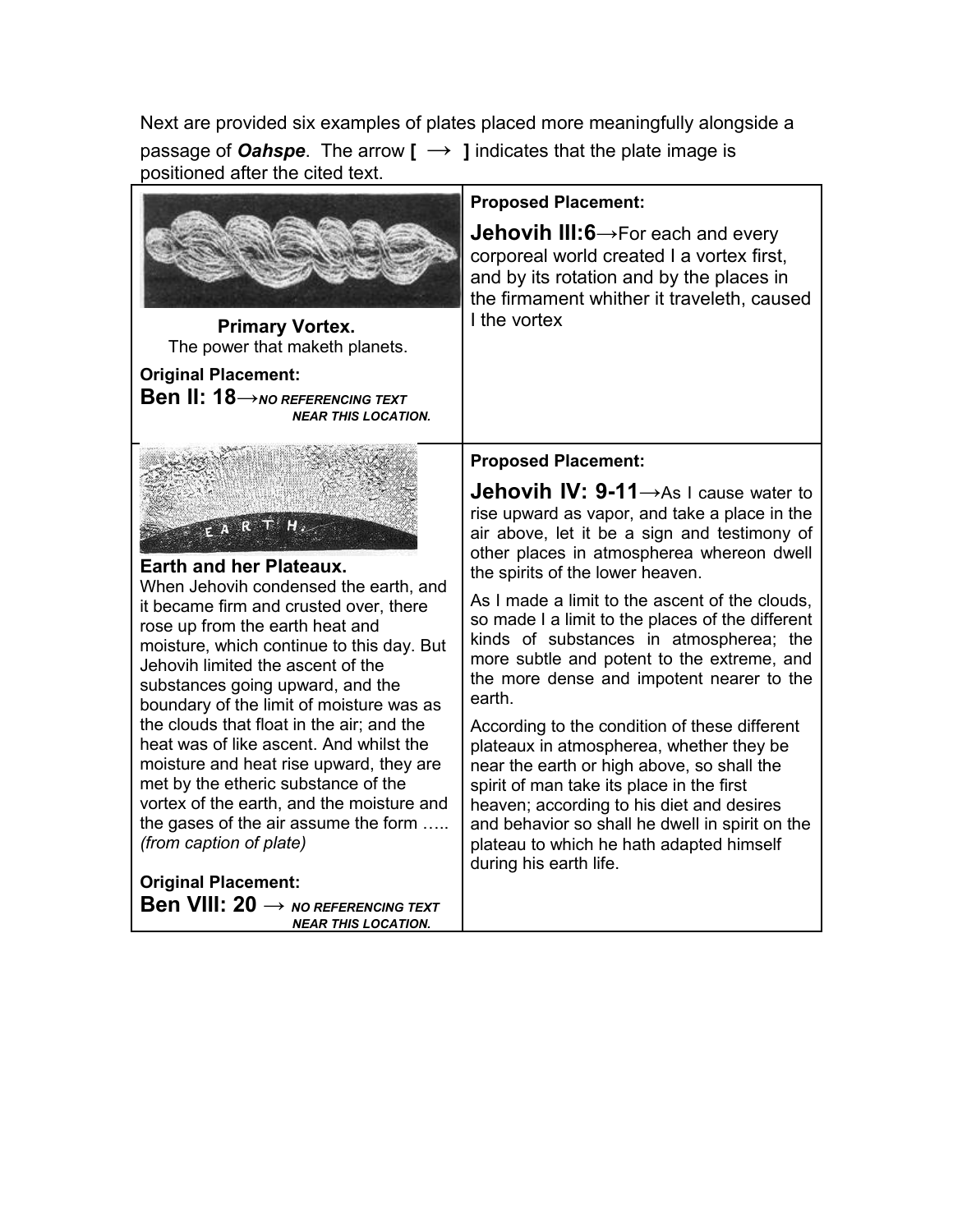Next are provided six examples of plates placed more meaningfully alongside a passage of ***Oahspe***. The arrow **[ → ]** indicates that the plate image is positioned after the cited text.

| | **Proposed Placement:** |
|---|---|
| **Primary Vortex.**<br>The power that maketh planets.<br><br>**Original Placement:**<br>**Ben II: 18**→***NO REFERENCING TEXT NEAR THIS LOCATION.*** | **Jehovih III:6**→For each and every corporeal world created I a vortex first, and by its rotation and by the places in the firmament whither it traveleth, caused I the vortex |
| **Earth and her Plateaux.**<br>When Jehovih condensed the earth, and it became firm and crusted over, there rose up from the earth heat and moisture, which continue to this day. But Jehovih limited the ascent of the substances going upward, and the boundary of the limit of moisture was as the clouds that float in the air; and the heat was of like ascent. And whilst the moisture and heat rise upward, they are met by the etheric substance of the vortex of the earth, and the moisture and the gases of the air assume the form ….. *(from caption of plate)*<br><br>**Original Placement:**<br>**Ben VIII: 20** → ***NO REFERENCING TEXT NEAR THIS LOCATION.*** | **Proposed Placement:**<br><br>**Jehovih IV: 9-11**→As I cause water to rise upward as vapor, and take a place in the air above, let it be a sign and testimony of other places in atmospherea whereon dwell the spirits of the lower heaven.<br><br>As I made a limit to the ascent of the clouds, so made I a limit to the places of the different kinds of substances in atmospherea; the more subtle and potent to the extreme, and the more dense and impotent nearer to the earth.<br><br>According to the condition of these different plateaux in atmospherea, whether they be near the earth or high above, so shall the spirit of man take its place in the first heaven; according to his diet and desires and behavior so shall he dwell in spirit on the plateau to which he hath adapted himself during his earth life. |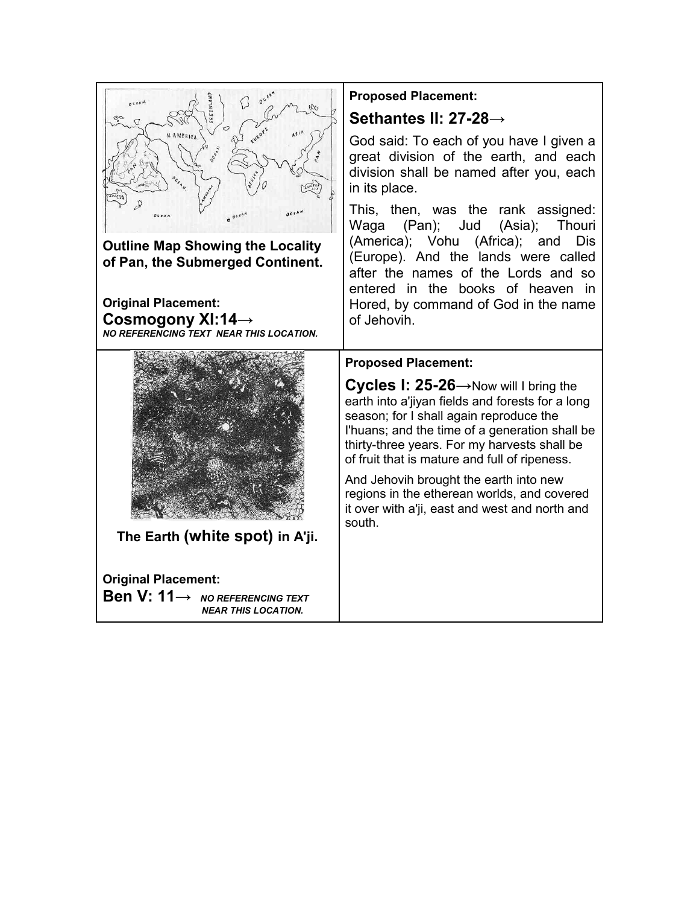| | |
|---|---|
| **Outline Map Showing the Locality of Pan, the Submerged Continent.**<br><br>**Original Placement:**<br>**Cosmogony XI:14→**<br>***NO REFERENCING TEXT NEAR THIS LOCATION.*** | **Proposed Placement:**<br>**Sethantes II: 27-28→**<br>God said: To each of you have I given a great division of the earth, and each division shall be named after you, each in its place.<br>This, then, was the rank assigned: Waga (Pan); Jud (Asia); Thouri (America); Vohu (Africa); and Dis (Europe). And the lands were called after the names of the Lords and so entered in the books of heaven in Hored, by command of God in the name of Jehovih. |
| **The Earth (white spot) in A'ji.**<br><br>**Original Placement:**<br>**Ben V: 11→** ***NO REFERENCING TEXT NEAR THIS LOCATION.*** | **Proposed Placement:**<br>**Cycles I: 25-26→**Now will I bring the earth into a'jiyan fields and forests for a long season; for I shall again reproduce the I'huans; and the time of a generation shall be thirty-three years. For my harvests shall be of fruit that is mature and full of ripeness.<br>And Jehovih brought the earth into new regions in the etherean worlds, and covered it over with a'ji, east and west and north and south. |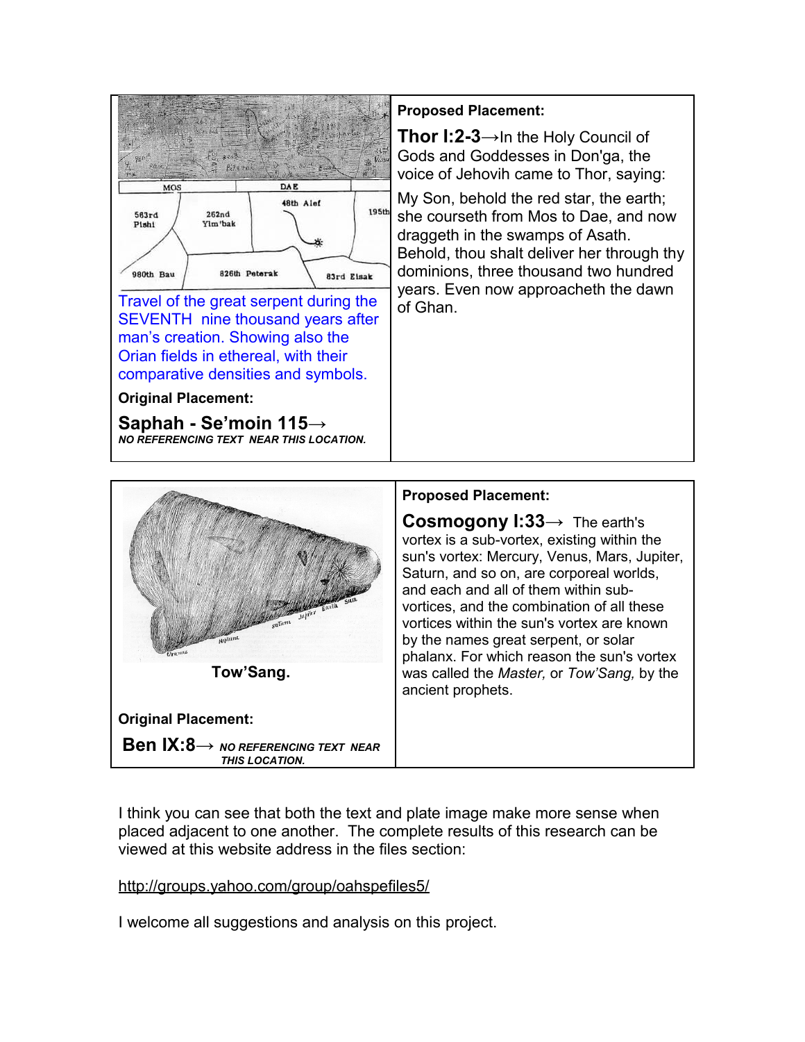| | |
|---|---|
| Travel of the great serpent during the SEVENTH nine thousand years after man's creation. Showing also the Orian fields in ethereal, with their comparative densities and symbols.<br><br>**Original Placement:**<br><br>**Saphah - Se'moin 115→**<br>***NO REFERENCING TEXT NEAR THIS LOCATION.*** | **Proposed Placement:**<br><br>**Thor I:2-3**→In the Holy Council of Gods and Goddesses in Don'ga, the voice of Jehovih came to Thor, saying:<br><br>My Son, behold the red star, the earth; she courseth from Mos to Dae, and now draggeth in the swamps of Asath. Behold, thou shalt deliver her through thy dominions, three thousand two hundred years. Even now approacheth the dawn of Ghan. |

| | |
|---|---|
| **Tow'Sang.**<br><br>**Original Placement:**<br><br>**Ben IX:8→** ***NO REFERENCING TEXT NEAR THIS LOCATION.*** | **Proposed Placement:**<br><br>**Cosmogony I:33→** The earth's vortex is a sub-vortex, existing within the sun's vortex: Mercury, Venus, Mars, Jupiter, Saturn, and so on, are corporeal worlds, and each and all of them within sub-vortices, and the combination of all these vortices within the sun's vortex are known by the names great serpent, or solar phalanx. For which reason the sun's vortex was called the *Master,* or *Tow'Sang,* by the ancient prophets. |

I think you can see that both the text and plate image make more sense when placed adjacent to one another. The complete results of this research can be viewed at this website address in the files section:

http://groups.yahoo.com/group/oahspefiles5/

I welcome all suggestions and analysis on this project.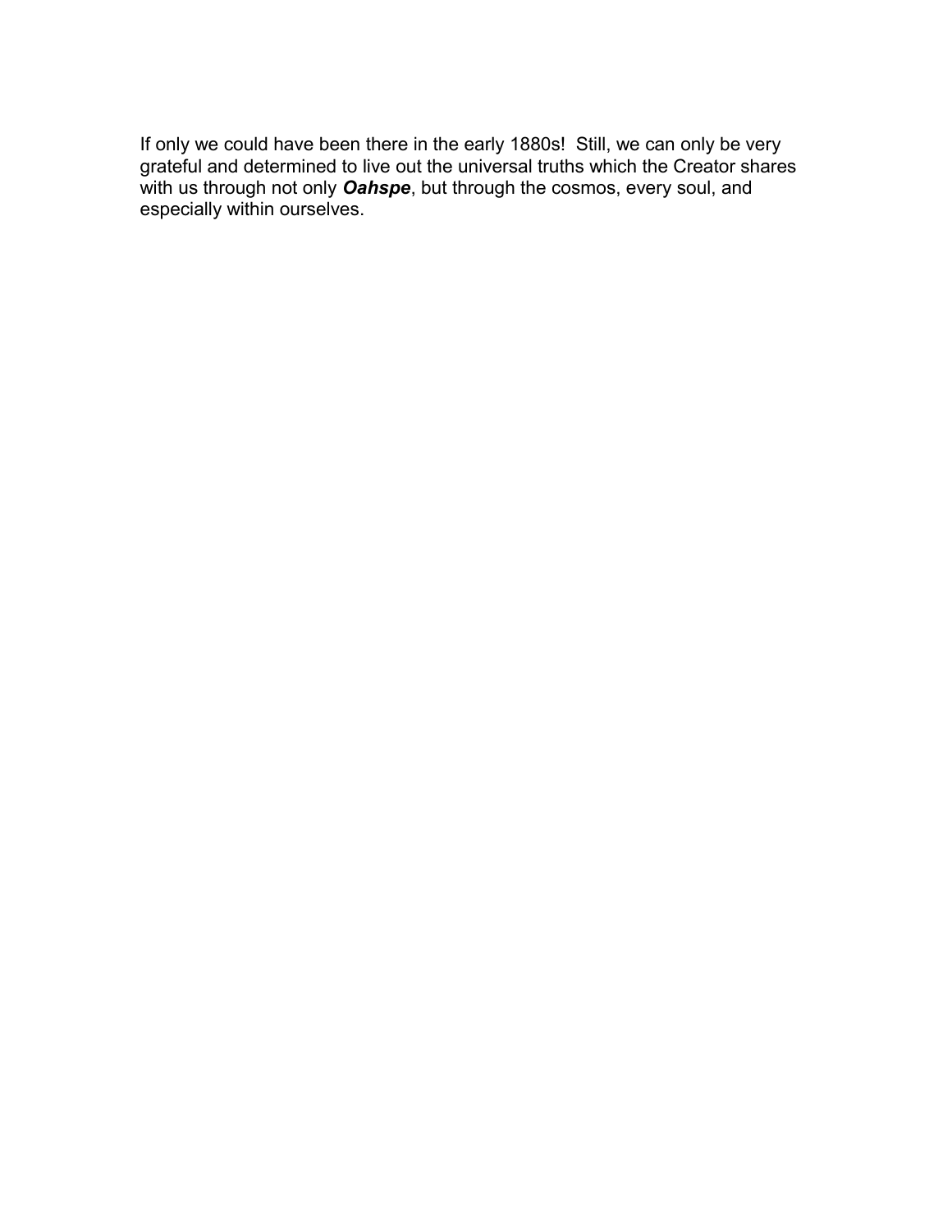If only we could have been there in the early 1880s! Still, we can only be very grateful and determined to live out the universal truths which the Creator shares with us through not only ***Oahspe***, but through the cosmos, every soul, and especially within ourselves.